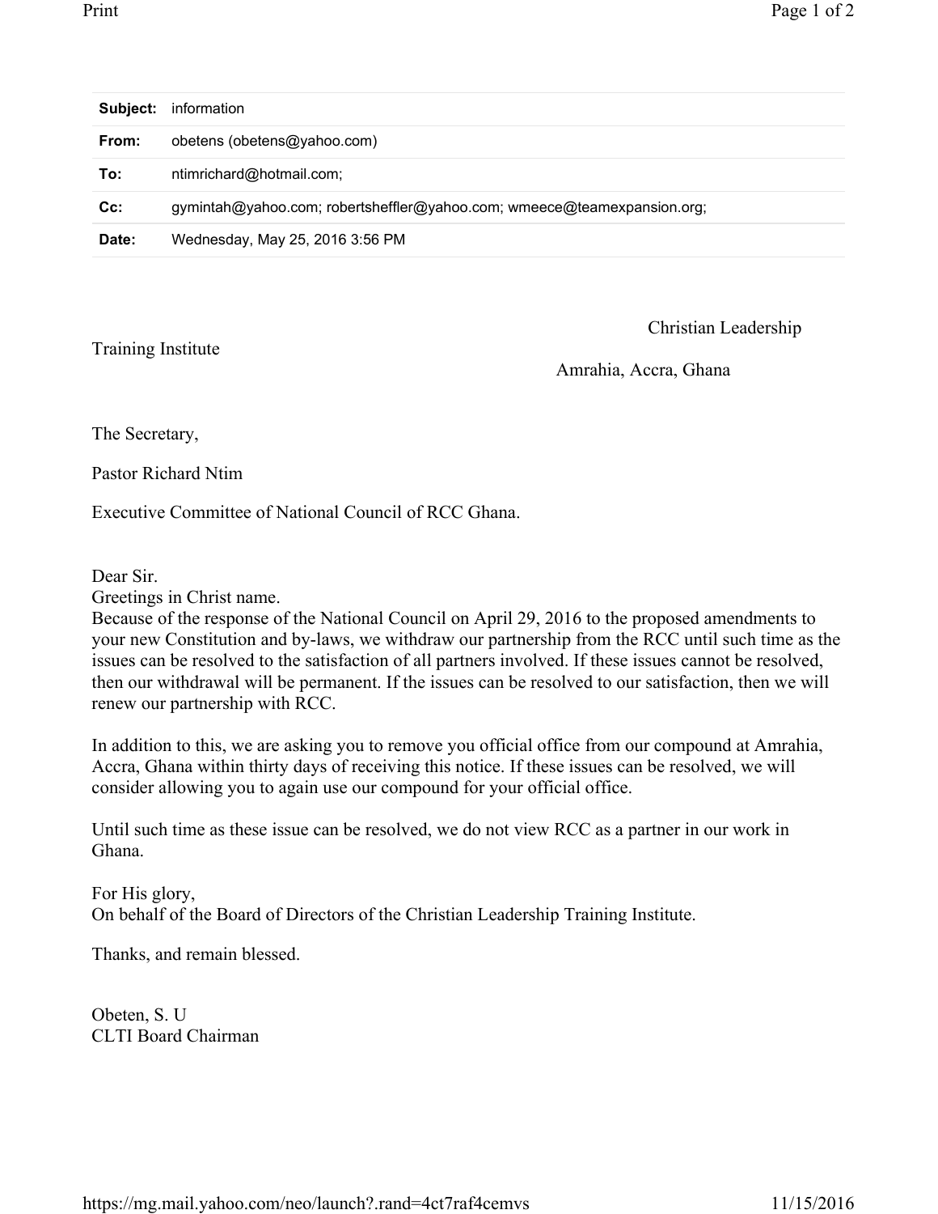| **Subject:** | information |
| --- | --- |
| **From:** | obetens (obetens@yahoo.com) |
| **To:** | ntimrichard@hotmail.com; |
| **Cc:** | gymintah@yahoo.com; robertsheffler@yahoo.com; wmeece@teamexpansion.org; |
| **Date:** | Wednesday, May 25, 2016 3:56 PM |

Christian Leadership Training Institute

Amrahia, Accra, Ghana

The Secretary,

Pastor Richard Ntim

Executive Committee of National Council of RCC Ghana.

Dear Sir.

Greetings in Christ name.

Because of the response of the National Council on April 29, 2016 to the proposed amendments to your new Constitution and by-laws, we withdraw our partnership from the RCC until such time as the issues can be resolved to the satisfaction of all partners involved. If these issues cannot be resolved, then our withdrawal will be permanent. If the issues can be resolved to our satisfaction, then we will renew our partnership with RCC.

In addition to this, we are asking you to remove you official office from our compound at Amrahia, Accra, Ghana within thirty days of receiving this notice. If these issues can be resolved, we will consider allowing you to again use our compound for your official office.

Until such time as these issue can be resolved, we do not view RCC as a partner in our work in Ghana.

For His glory,
On behalf of the Board of Directors of the Christian Leadership Training Institute.

Thanks, and remain blessed.

Obeten, S. U
CLTI Board Chairman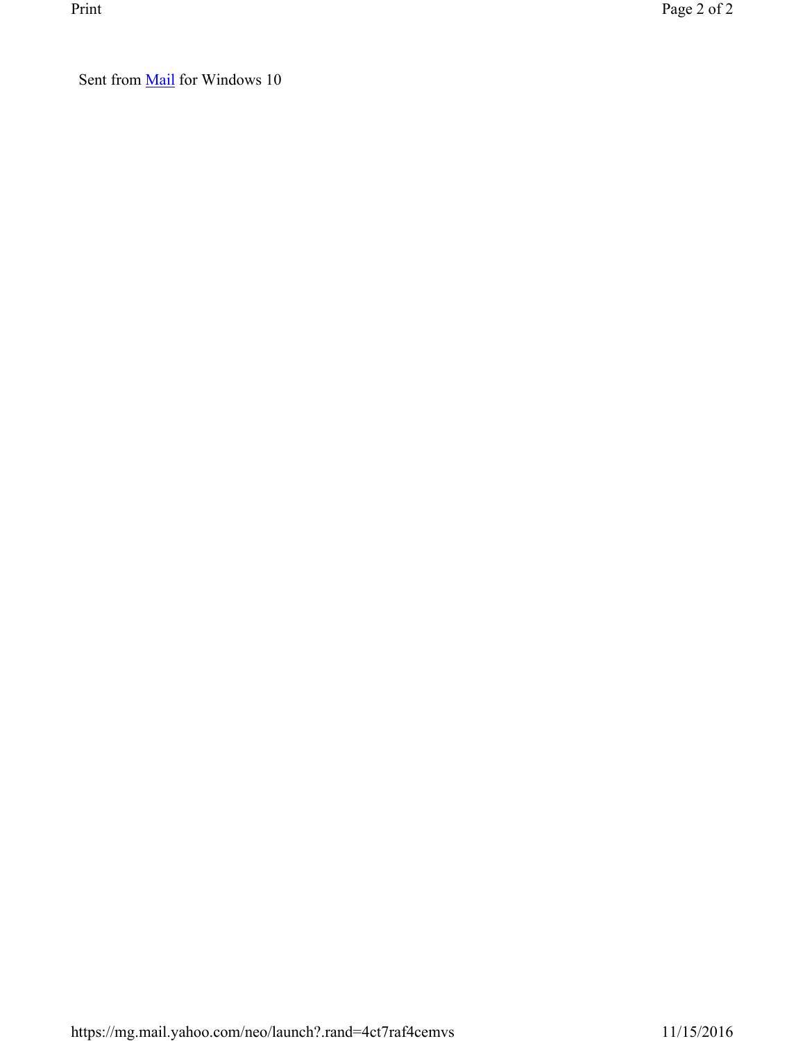Sent from [Mail](Mail) for Windows 10